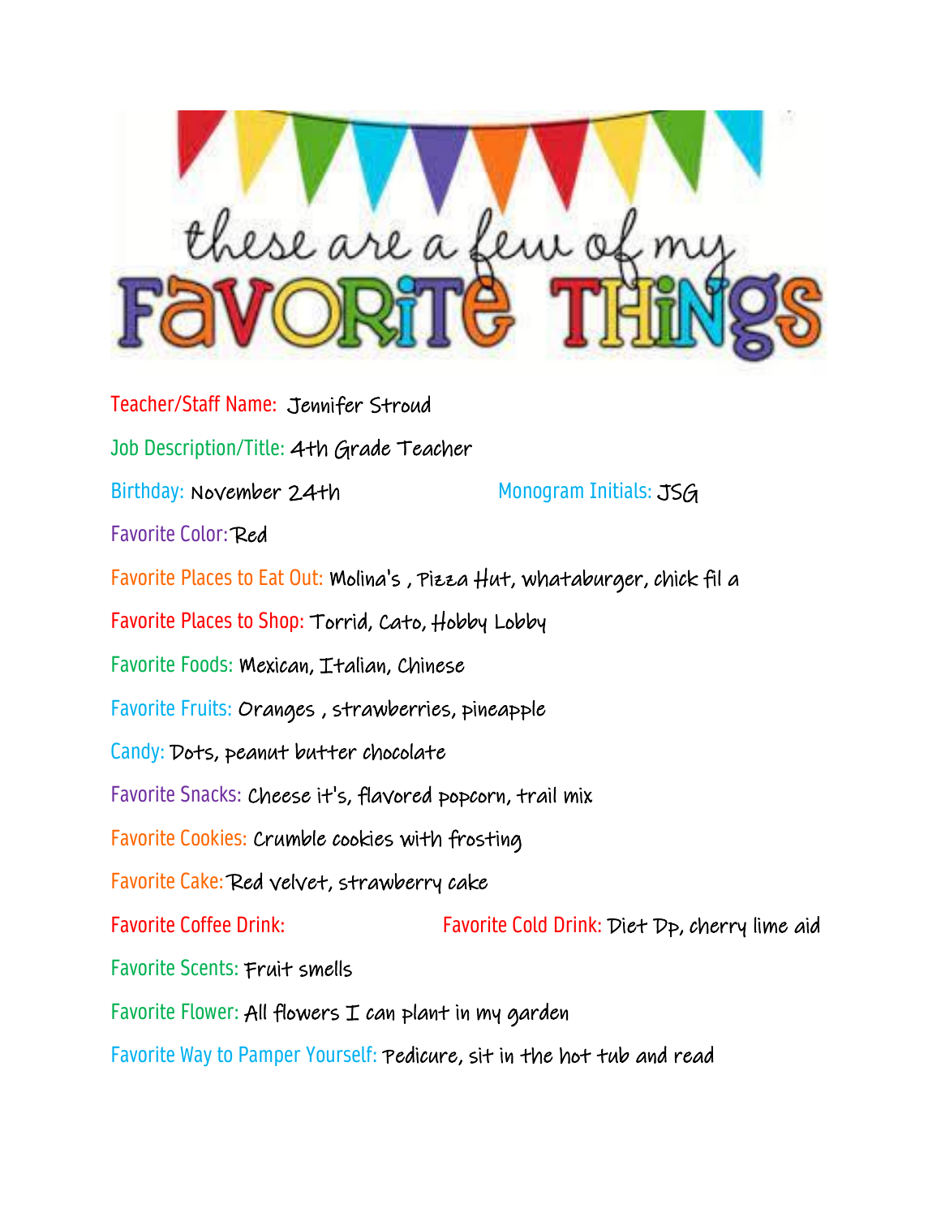# these are a few of my FAVORITE THINGS

Teacher/Staff Name: Jennifer Stroud

Job Description/Title: 4th Grade Teacher

Birthday: November 24th

Monogram Initials: JSG

Favorite Color: Red

Favorite Places to Eat Out: Molina's , Pizza Hut, whataburger, chick fil a

Favorite Places to Shop: Torrid, Cato, Hobby Lobby

Favorite Foods: Mexican, Italian, Chinese

Favorite Fruits: Oranges , strawberries, pineapple

Candy: Dots, peanut butter chocolate

Favorite Snacks: Cheese it's, flavored popcorn, trail mix

Favorite Cookies: Crumble cookies with frosting

Favorite Cake: Red velvet, strawberry cake

Favorite Coffee Drink:

Favorite Cold Drink: Diet Dp, cherry lime aid

Favorite Scents: Fruit smells

Favorite Flower: All flowers I can plant in my garden

Favorite Way to Pamper Yourself: Pedicure, sit in the hot tub and read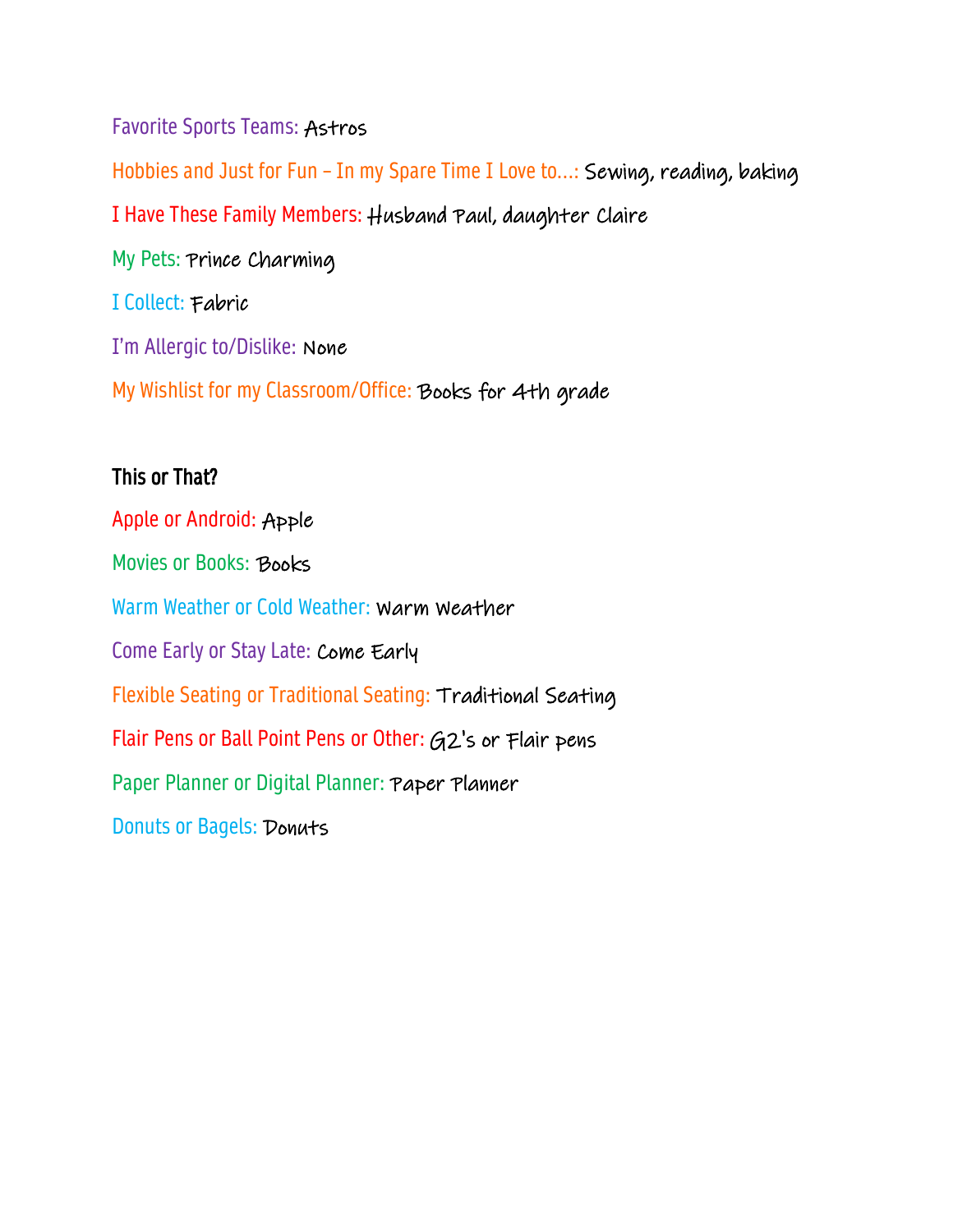Favorite Sports Teams: Astros

Hobbies and Just for Fun – In my Spare Time I Love to…: Sewing, reading, baking

I Have These Family Members: Husband Paul, daughter Claire

My Pets: Prince Charming

I Collect: Fabric

I'm Allergic to/Dislike: None

My Wishlist for my Classroom/Office: Books for 4th grade

**This or That?**

Apple or Android: Apple

Movies or Books: Books

Warm Weather or Cold Weather: Warm Weather

Come Early or Stay Late: Come Early

Flexible Seating or Traditional Seating: Traditional Seating

Flair Pens or Ball Point Pens or Other: G2's or Flair pens

Paper Planner or Digital Planner: Paper Planner

Donuts or Bagels: Donuts